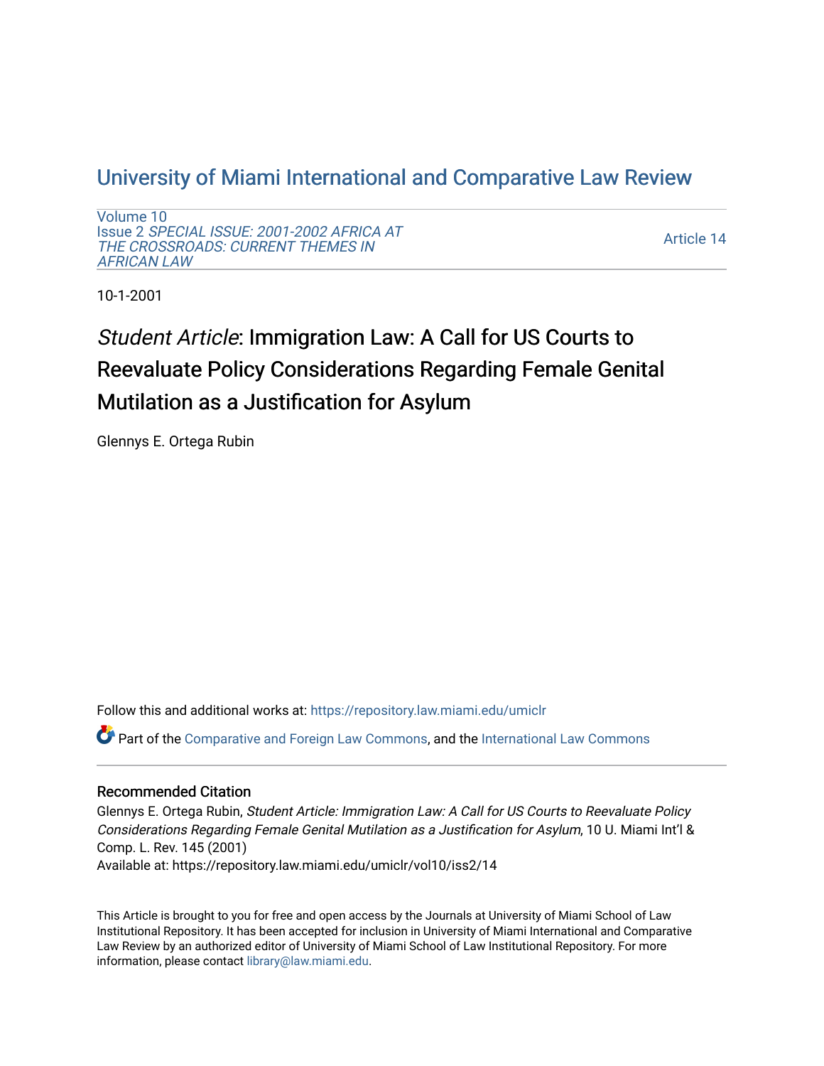# University of Miami International and Comparative Law Review

Volume 10
Issue 2 *SPECIAL ISSUE: 2001-2002 AFRICA AT THE CROSSROADS: CURRENT THEMES IN AFRICAN LAW*

Article 14

10-1-2001

## *Student Article*: Immigration Law: A Call for US Courts to Reevaluate Policy Considerations Regarding Female Genital Mutilation as a Justification for Asylum

Glennys E. Ortega Rubin

Follow this and additional works at: https://repository.law.miami.edu/umiclr

Part of the Comparative and Foreign Law Commons, and the International Law Commons

### Recommended Citation

Glennys E. Ortega Rubin, *Student Article: Immigration Law: A Call for US Courts to Reevaluate Policy Considerations Regarding Female Genital Mutilation as a Justification for Asylum*, 10 U. Miami Int'l & Comp. L. Rev. 145 (2001)
Available at: https://repository.law.miami.edu/umiclr/vol10/iss2/14

This Article is brought to you for free and open access by the Journals at University of Miami School of Law Institutional Repository. It has been accepted for inclusion in University of Miami International and Comparative Law Review by an authorized editor of University of Miami School of Law Institutional Repository. For more information, please contact library@law.miami.edu.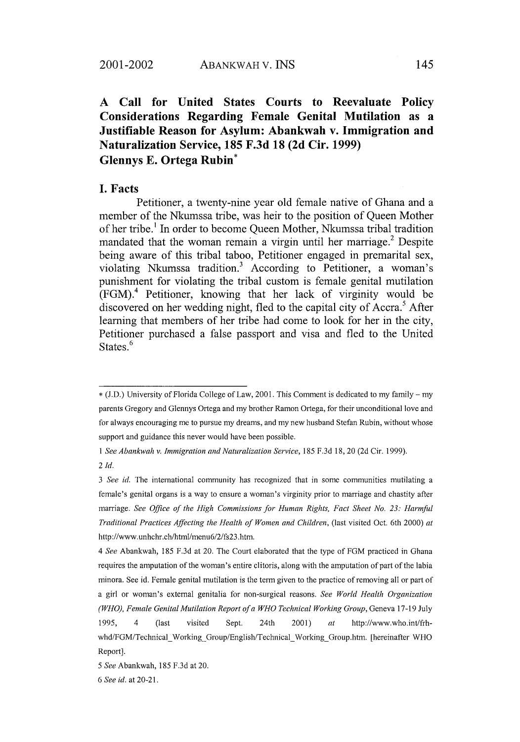# A Call for United States Courts to Reevaluate Policy Considerations Regarding Female Genital Mutilation as a Justifiable Reason for Asylum: Abankwah v. Immigration and Naturalization Service, 185 F.3d 18 (2d Cir. 1999)

**Glennys E. Ortega Rubin***

## I. Facts

Petitioner, a twenty-nine year old female native of Ghana and a member of the Nkumssa tribe, was heir to the position of Queen Mother of her tribe.[1] In order to become Queen Mother, Nkumssa tribal tradition mandated that the woman remain a virgin until her marriage.[2] Despite being aware of this tribal taboo, Petitioner engaged in premarital sex, violating Nkumssa tradition.[3] According to Petitioner, a woman's punishment for violating the tribal custom is female genital mutilation (FGM).[4] Petitioner, knowing that her lack of virginity would be discovered on her wedding night, fled to the capital city of Accra.[5] After learning that members of her tribe had come to look for her in the city, Petitioner purchased a false passport and visa and fled to the United States.[6]

---

* (J.D.) University of Florida College of Law, 2001. This Comment is dedicated to my family – my parents Gregory and Glennys Ortega and my brother Ramon Ortega, for their unconditional love and for always encouraging me to pursue my dreams, and my new husband Stefan Rubin, without whose support and guidance this never would have been possible.

1 *See Abankwah v. Immigration and Naturalization Service*, 185 F.3d 18, 20 (2d Cir. 1999).

2 *Id.*

3 *See id.* The international community has recognized that in some communities mutilating a female's genital organs is a way to ensure a woman's virginity prior to marriage and chastity after marriage. *See Office of the High Commissions for Human Rights, Fact Sheet No. 23: Harmful Traditional Practices Affecting the Health of Women and Children*, (last visited Oct. 6th 2000) *at* http://www.unhchr.ch/html/menu6/2/fs23.htm.

4 *See* Abankwah, 185 F.3d at 20. The Court elaborated that the type of FGM practiced in Ghana requires the amputation of the woman's entire clitoris, along with the amputation of part of the labia minora. See id. Female genital mutilation is the term given to the practice of removing all or part of a girl or woman's external genitalia for non-surgical reasons. *See World Health Organization (WHO), Female Genital Mutilation Report of a WHO Technical Working Group*, Geneva 17-19 July 1995, 4 (last visited Sept. 24th 2001) *at* http://www.who.int/frh-whd/FGM/Technical_Working_Group/English/Technical_Working_Group.htm. [hereinafter WHO Report].

5 *See* Abankwah, 185 F.3d at 20.

6 *See id.* at 20-21.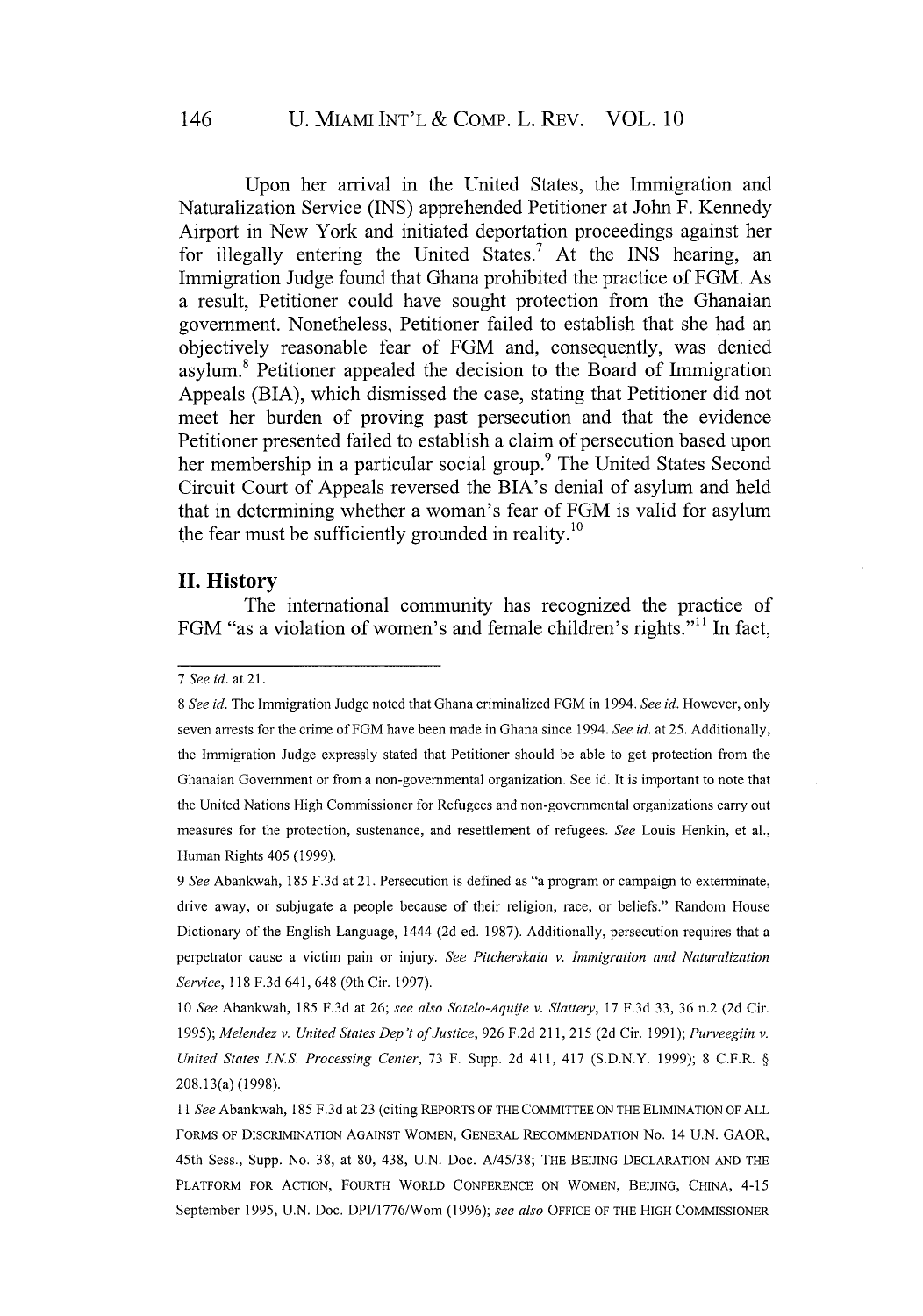Upon her arrival in the United States, the Immigration and Naturalization Service (INS) apprehended Petitioner at John F. Kennedy Airport in New York and initiated deportation proceedings against her for illegally entering the United States.[7] At the INS hearing, an Immigration Judge found that Ghana prohibited the practice of FGM. As a result, Petitioner could have sought protection from the Ghanaian government. Nonetheless, Petitioner failed to establish that she had an objectively reasonable fear of FGM and, consequently, was denied asylum.[8] Petitioner appealed the decision to the Board of Immigration Appeals (BIA), which dismissed the case, stating that Petitioner did not meet her burden of proving past persecution and that the evidence Petitioner presented failed to establish a claim of persecution based upon her membership in a particular social group.[9] The United States Second Circuit Court of Appeals reversed the BIA's denial of asylum and held that in determining whether a woman's fear of FGM is valid for asylum the fear must be sufficiently grounded in reality.[10]

## II. History

The international community has recognized the practice of FGM "as a violation of women's and female children's rights."[11] In fact,

---

7 *See id.* at 21.

8 *See id.* The Immigration Judge noted that Ghana criminalized FGM in 1994. *See id.* However, only seven arrests for the crime of FGM have been made in Ghana since 1994. *See id.* at 25. Additionally, the Immigration Judge expressly stated that Petitioner should be able to get protection from the Ghanaian Government or from a non-governmental organization. See id. It is important to note that the United Nations High Commissioner for Refugees and non-governmental organizations carry out measures for the protection, sustenance, and resettlement of refugees. *See* Louis Henkin, et al., Human Rights 405 (1999).

9 *See* Abankwah, 185 F.3d at 21. Persecution is defined as "a program or campaign to exterminate, drive away, or subjugate a people because of their religion, race, or beliefs." Random House Dictionary of the English Language, 1444 (2d ed. 1987). Additionally, persecution requires that a perpetrator cause a victim pain or injury. *See Pitcherskaia v. Immigration and Naturalization Service*, 118 F.3d 641, 648 (9th Cir. 1997).

10 *See* Abankwah, 185 F.3d at 26; *see also Sotelo-Aquije v. Slattery*, 17 F.3d 33, 36 n.2 (2d Cir. 1995); *Melendez v. United States Dep't of Justice*, 926 F.2d 211, 215 (2d Cir. 1991); *Purveegiin v. United States I.N.S. Processing Center*, 73 F. Supp. 2d 411, 417 (S.D.N.Y. 1999); 8 C.F.R. § 208.13(a) (1998).

11 *See* Abankwah, 185 F.3d at 23 (citing REPORTS OF THE COMMITTEE ON THE ELIMINATION OF ALL FORMS OF DISCRIMINATION AGAINST WOMEN, GENERAL RECOMMENDATION No. 14 U.N. GAOR, 45th Sess., Supp. No. 38, at 80, 438, U.N. Doc. A/45/38; THE BEIJING DECLARATION AND THE PLATFORM FOR ACTION, FOURTH WORLD CONFERENCE ON WOMEN, BEIJING, CHINA, 4-15 September 1995, U.N. Doc. DPI/1776/Wom (1996); *see also* OFFICE OF THE HIGH COMMISSIONER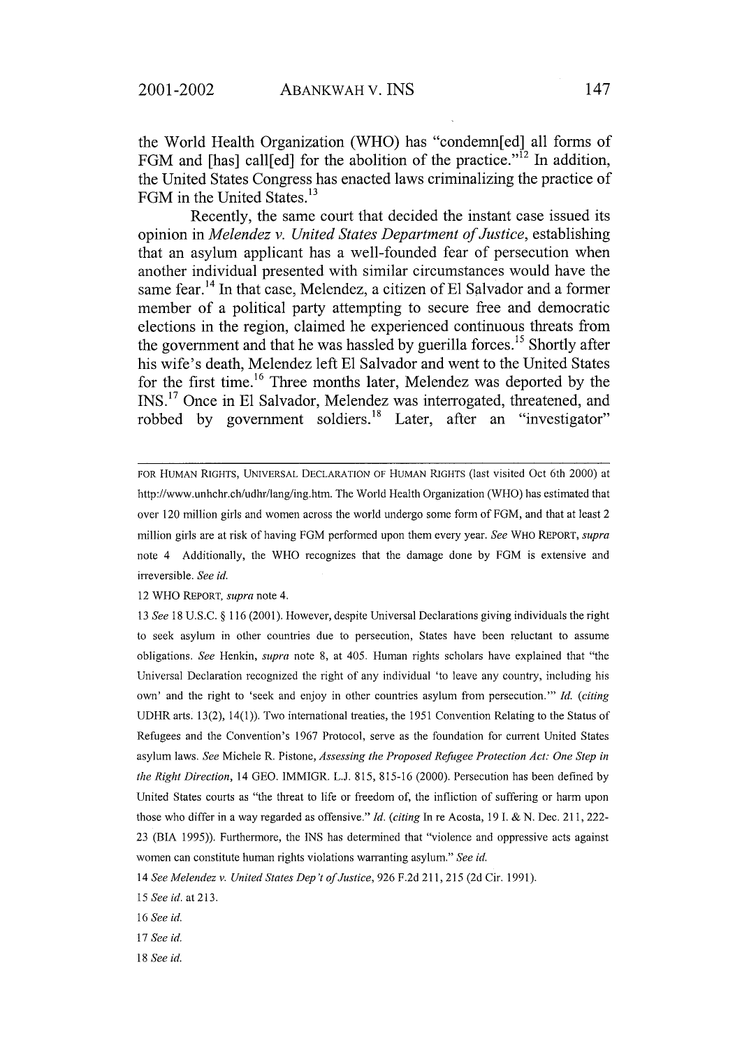the World Health Organization (WHO) has "condemn[ed] all forms of FGM and [has] call[ed] for the abolition of the practice."[12] In addition, the United States Congress has enacted laws criminalizing the practice of FGM in the United States.[13]

Recently, the same court that decided the instant case issued its opinion in *Melendez v. United States Department of Justice*, establishing that an asylum applicant has a well-founded fear of persecution when another individual presented with similar circumstances would have the same fear.[14] In that case, Melendez, a citizen of El Salvador and a former member of a political party attempting to secure free and democratic elections in the region, claimed he experienced continuous threats from the government and that he was hassled by guerilla forces.[15] Shortly after his wife's death, Melendez left El Salvador and went to the United States for the first time.[16] Three months later, Melendez was deported by the INS.[17] Once in El Salvador, Melendez was interrogated, threatened, and robbed by government soldiers.[18] Later, after an "investigator"

---

FOR HUMAN RIGHTS, UNIVERSAL DECLARATION OF HUMAN RIGHTS (last visited Oct 6th 2000) at http://www.unhchr.ch/udhr/lang/ing.htm. The World Health Organization (WHO) has estimated that over 120 million girls and women across the world undergo some form of FGM, and that at least 2 million girls are at risk of having FGM performed upon them every year. *See* WHO REPORT, *supra* note 4 Additionally, the WHO recognizes that the damage done by FGM is extensive and irreversible. *See id.*

12 WHO REPORT, *supra* note 4.

13 *See* 18 U.S.C. § 116 (2001). However, despite Universal Declarations giving individuals the right to seek asylum in other countries due to persecution, States have been reluctant to assume obligations. *See* Henkin, *supra* note 8, at 405. Human rights scholars have explained that "the Universal Declaration recognized the right of any individual 'to leave any country, including his own' and the right to 'seek and enjoy in other countries asylum from persecution.'" *Id.* (*citing* UDHR arts. 13(2), 14(1)). Two international treaties, the 1951 Convention Relating to the Status of Refugees and the Convention's 1967 Protocol, serve as the foundation for current United States asylum laws. *See* Michele R. Pistone, *Assessing the Proposed Refugee Protection Act: One Step in the Right Direction*, 14 GEO. IMMIGR. L.J. 815, 815-16 (2000). Persecution has been defined by United States courts as "the threat to life or freedom of, the infliction of suffering or harm upon those who differ in a way regarded as offensive." *Id.* (*citing* In re Acosta, 19 I. & N. Dec. 211, 222-23 (BIA 1995)). Furthermore, the INS has determined that "violence and oppressive acts against women can constitute human rights violations warranting asylum." *See id.*

14 *See Melendez v. United States Dep't of Justice*, 926 F.2d 211, 215 (2d Cir. 1991).

15 *See id.* at 213.

16 *See id.*

17 *See id.*

18 *See id.*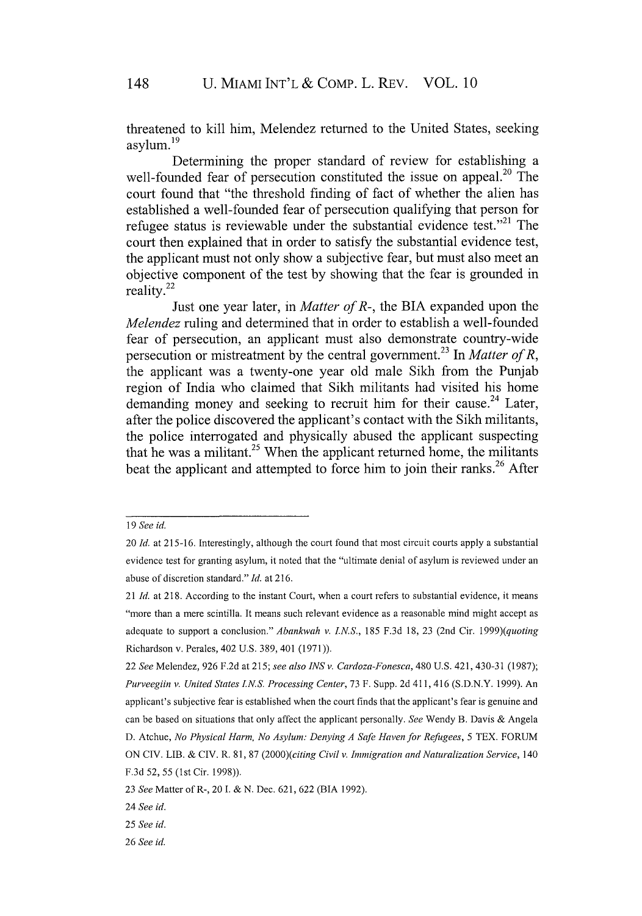threatened to kill him, Melendez returned to the United States, seeking asylum.[19]

Determining the proper standard of review for establishing a well-founded fear of persecution constituted the issue on appeal.[20] The court found that "the threshold finding of fact of whether the alien has established a well-founded fear of persecution qualifying that person for refugee status is reviewable under the substantial evidence test."[21] The court then explained that in order to satisfy the substantial evidence test, the applicant must not only show a subjective fear, but must also meet an objective component of the test by showing that the fear is grounded in reality.[22]

Just one year later, in *Matter of R-*, the BIA expanded upon the *Melendez* ruling and determined that in order to establish a well-founded fear of persecution, an applicant must also demonstrate country-wide persecution or mistreatment by the central government.[23] In *Matter of R*, the applicant was a twenty-one year old male Sikh from the Punjab region of India who claimed that Sikh militants had visited his home demanding money and seeking to recruit him for their cause.[24] Later, after the police discovered the applicant's contact with the Sikh militants, the police interrogated and physically abused the applicant suspecting that he was a militant.[25] When the applicant returned home, the militants beat the applicant and attempted to force him to join their ranks.[26] After

---

19 *See id.*

20 *Id.* at 215-16. Interestingly, although the court found that most circuit courts apply a substantial evidence test for granting asylum, it noted that the "ultimate denial of asylum is reviewed under an abuse of discretion standard." *Id.* at 216.

21 *Id.* at 218. According to the instant Court, when a court refers to substantial evidence, it means "more than a mere scintilla. It means such relevant evidence as a reasonable mind might accept as adequate to support a conclusion." *Abankwah v. I.N.S.*, 185 F.3d 18, 23 (2nd Cir. 1999)(*quoting* Richardson v. Perales, 402 U.S. 389, 401 (1971)).

22 *See* Melendez, 926 F.2d at 215; *see also INS v. Cardoza-Fonesca*, 480 U.S. 421, 430-31 (1987); *Purveegiin v. United States I.N.S. Processing Center*, 73 F. Supp. 2d 411, 416 (S.D.N.Y. 1999). An applicant's subjective fear is established when the court finds that the applicant's fear is genuine and can be based on situations that only affect the applicant personally. *See* Wendy B. Davis & Angela D. Atchue, *No Physical Harm, No Asylum: Denying A Safe Haven for Refugees*, 5 TEX. FORUM ON CIV. LIB. & CIV. R. 81, 87 (2000)(*citing Civil v. Immigration and Naturalization Service*, 140 F.3d 52, 55 (1st Cir. 1998)).

23 *See* Matter of R-, 20 I. & N. Dec. 621, 622 (BIA 1992).

24 *See id.*

25 *See id.*

26 *See id.*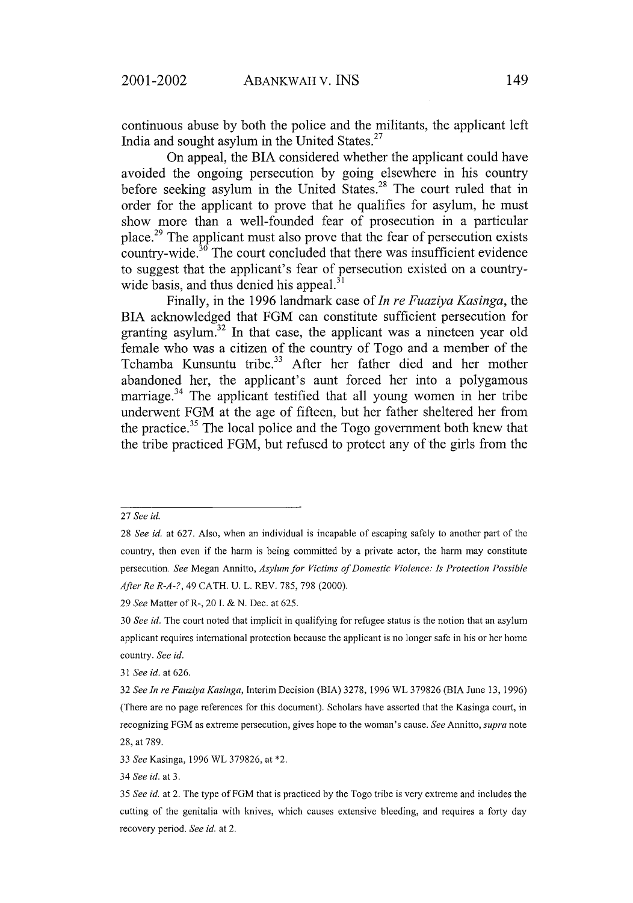continuous abuse by both the police and the militants, the applicant left India and sought asylum in the United States.[27]

On appeal, the BIA considered whether the applicant could have avoided the ongoing persecution by going elsewhere in his country before seeking asylum in the United States.[28] The court ruled that in order for the applicant to prove that he qualifies for asylum, he must show more than a well-founded fear of prosecution in a particular place.[29] The applicant must also prove that the fear of persecution exists country-wide.[30] The court concluded that there was insufficient evidence to suggest that the applicant's fear of persecution existed on a country-wide basis, and thus denied his appeal.[31]

Finally, in the 1996 landmark case of *In re Fuaziya Kasinga*, the BIA acknowledged that FGM can constitute sufficient persecution for granting asylum.[32] In that case, the applicant was a nineteen year old female who was a citizen of the country of Togo and a member of the Tchamba Kunsuntu tribe.[33] After her father died and her mother abandoned her, the applicant's aunt forced her into a polygamous marriage.[34] The applicant testified that all young women in her tribe underwent FGM at the age of fifteen, but her father sheltered her from the practice.[35] The local police and the Togo government both knew that the tribe practiced FGM, but refused to protect any of the girls from the

---

27 *See id.*

28 *See id.* at 627. Also, when an individual is incapable of escaping safely to another part of the country, then even if the harm is being committed by a private actor, the harm may constitute persecution. *See* Megan Annitto, *Asylum for Victims of Domestic Violence: Is Protection Possible After Re R-A-?*, 49 CATH. U. L. REV. 785, 798 (2000).

29 *See* Matter of R-, 20 I. & N. Dec. at 625.

30 *See id.* The court noted that implicit in qualifying for refugee status is the notion that an asylum applicant requires international protection because the applicant is no longer safe in his or her home country. *See id.*

31 *See id.* at 626.

32 *See In re Fauziya Kasinga*, Interim Decision (BIA) 3278, 1996 WL 379826 (BIA June 13, 1996) (There are no page references for this document). Scholars have asserted that the Kasinga court, in recognizing FGM as extreme persecution, gives hope to the woman's cause. *See* Annitto, *supra* note 28, at 789.

33 *See* Kasinga, 1996 WL 379826, at *2.

34 *See id.* at 3.

35 *See id.* at 2. The type of FGM that is practiced by the Togo tribe is very extreme and includes the cutting of the genitalia with knives, which causes extensive bleeding, and requires a forty day recovery period. *See id.* at 2.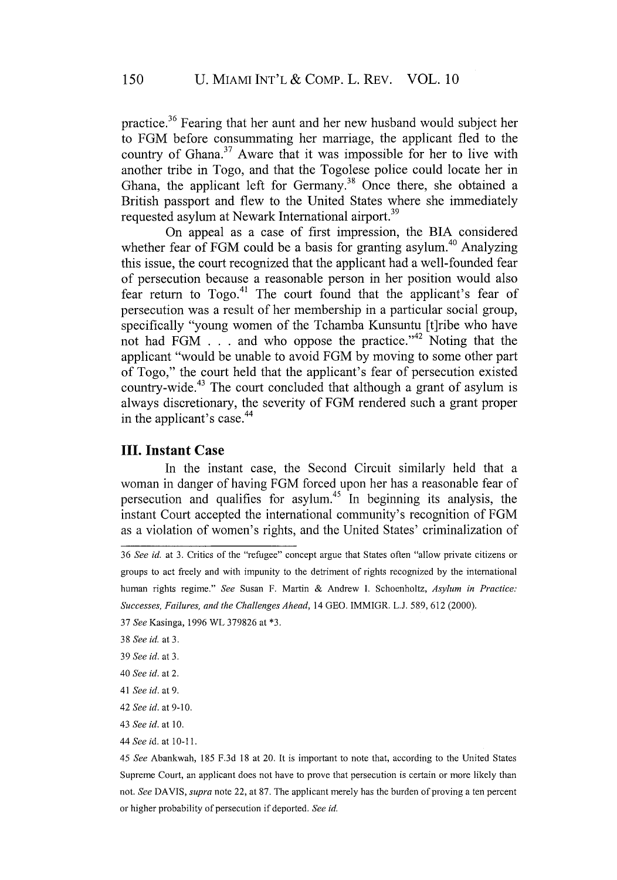practice.[36] Fearing that her aunt and her new husband would subject her to FGM before consummating her marriage, the applicant fled to the country of Ghana.[37] Aware that it was impossible for her to live with another tribe in Togo, and that the Togolese police could locate her in Ghana, the applicant left for Germany.[38] Once there, she obtained a British passport and flew to the United States where she immediately requested asylum at Newark International airport.[39]

On appeal as a case of first impression, the BIA considered whether fear of FGM could be a basis for granting asylum.[40] Analyzing this issue, the court recognized that the applicant had a well-founded fear of persecution because a reasonable person in her position would also fear return to Togo.[41] The court found that the applicant's fear of persecution was a result of her membership in a particular social group, specifically "young women of the Tchamba Kunsuntu [t]ribe who have not had FGM . . . and who oppose the practice."[42] Noting that the applicant "would be unable to avoid FGM by moving to some other part of Togo," the court held that the applicant's fear of persecution existed country-wide.[43] The court concluded that although a grant of asylum is always discretionary, the severity of FGM rendered such a grant proper in the applicant's case.[44]

## III. Instant Case

In the instant case, the Second Circuit similarly held that a woman in danger of having FGM forced upon her has a reasonable fear of persecution and qualifies for asylum.[45] In beginning its analysis, the instant Court accepted the international community's recognition of FGM as a violation of women's rights, and the United States' criminalization of

---

36 *See id.* at 3. Critics of the "refugee" concept argue that States often "allow private citizens or groups to act freely and with impunity to the detriment of rights recognized by the international human rights regime." *See* Susan F. Martin & Andrew I. Schoenholtz, *Asylum in Practice: Successes, Failures, and the Challenges Ahead*, 14 GEO. IMMIGR. L.J. 589, 612 (2000).

37 *See* Kasinga, 1996 WL 379826 at *3.

38 *See id.* at 3.

39 *See id.* at 3.

40 *See id.* at 2.

41 *See id.* at 9.

42 *See id.* at 9-10.

43 *See id.* at 10.

44 *See id.* at 10-11.

45 *See* Abankwah, 185 F.3d 18 at 20. It is important to note that, according to the United States Supreme Court, an applicant does not have to prove that persecution is certain or more likely than not. *See* DAVIS, *supra* note 22, at 87. The applicant merely has the burden of proving a ten percent or higher probability of persecution if deported. *See id.*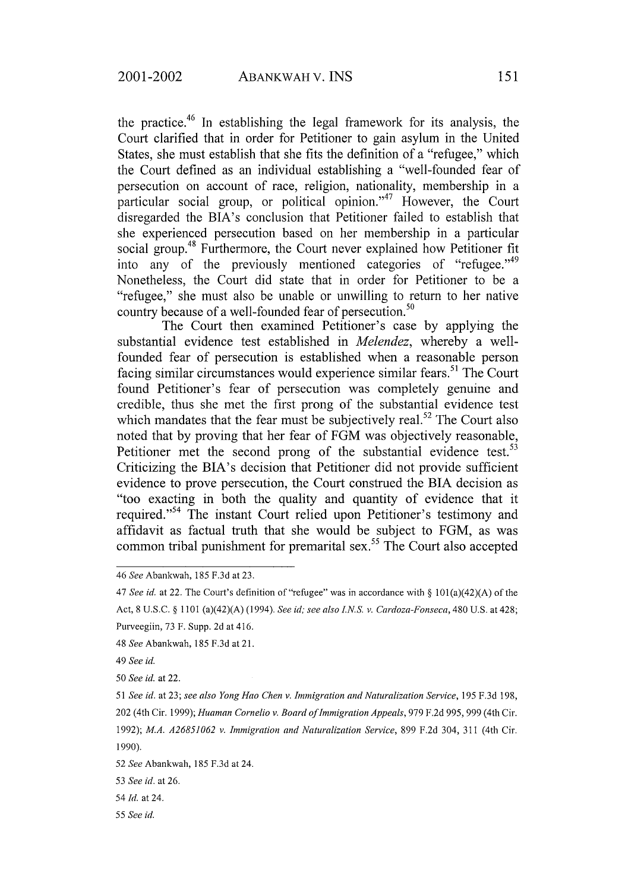the practice.[46] In establishing the legal framework for its analysis, the Court clarified that in order for Petitioner to gain asylum in the United States, she must establish that she fits the definition of a "refugee," which the Court defined as an individual establishing a "well-founded fear of persecution on account of race, religion, nationality, membership in a particular social group, or political opinion."[47] However, the Court disregarded the BIA's conclusion that Petitioner failed to establish that she experienced persecution based on her membership in a particular social group.[48] Furthermore, the Court never explained how Petitioner fit into any of the previously mentioned categories of "refugee."[49] Nonetheless, the Court did state that in order for Petitioner to be a "refugee," she must also be unable or unwilling to return to her native country because of a well-founded fear of persecution.[50]

The Court then examined Petitioner's case by applying the substantial evidence test established in *Melendez*, whereby a well-founded fear of persecution is established when a reasonable person facing similar circumstances would experience similar fears.[51] The Court found Petitioner's fear of persecution was completely genuine and credible, thus she met the first prong of the substantial evidence test which mandates that the fear must be subjectively real.[52] The Court also noted that by proving that her fear of FGM was objectively reasonable, Petitioner met the second prong of the substantial evidence test.[53] Criticizing the BIA's decision that Petitioner did not provide sufficient evidence to prove persecution, the Court construed the BIA decision as "too exacting in both the quality and quantity of evidence that it required."[54] The instant Court relied upon Petitioner's testimony and affidavit as factual truth that she would be subject to FGM, as was common tribal punishment for premarital sex.[55] The Court also accepted

---

46 *See* Abankwah, 185 F.3d at 23.

47 *See id.* at 22. The Court's definition of "refugee" was in accordance with § 101(a)(42)(A) of the Act, 8 U.S.C. § 1101 (a)(42)(A) (1994). *See id; see also I.N.S. v. Cardoza-Fonseca*, 480 U.S. at 428; Purveegiin, 73 F. Supp. 2d at 416.

48 *See* Abankwah, 185 F.3d at 21.

49 *See id.*

50 *See id.* at 22.

51 *See id.* at 23; *see also Yong Hao Chen v. Immigration and Naturalization Service*, 195 F.3d 198, 202 (4th Cir. 1999); *Huaman Cornelio v. Board of Immigration Appeals*, 979 F.2d 995, 999 (4th Cir. 1992); *M.A. A26851062 v. Immigration and Naturalization Service*, 899 F.2d 304, 311 (4th Cir. 1990).

52 *See* Abankwah, 185 F.3d at 24.

53 *See id.* at 26.

54 *Id.* at 24.

55 *See id.*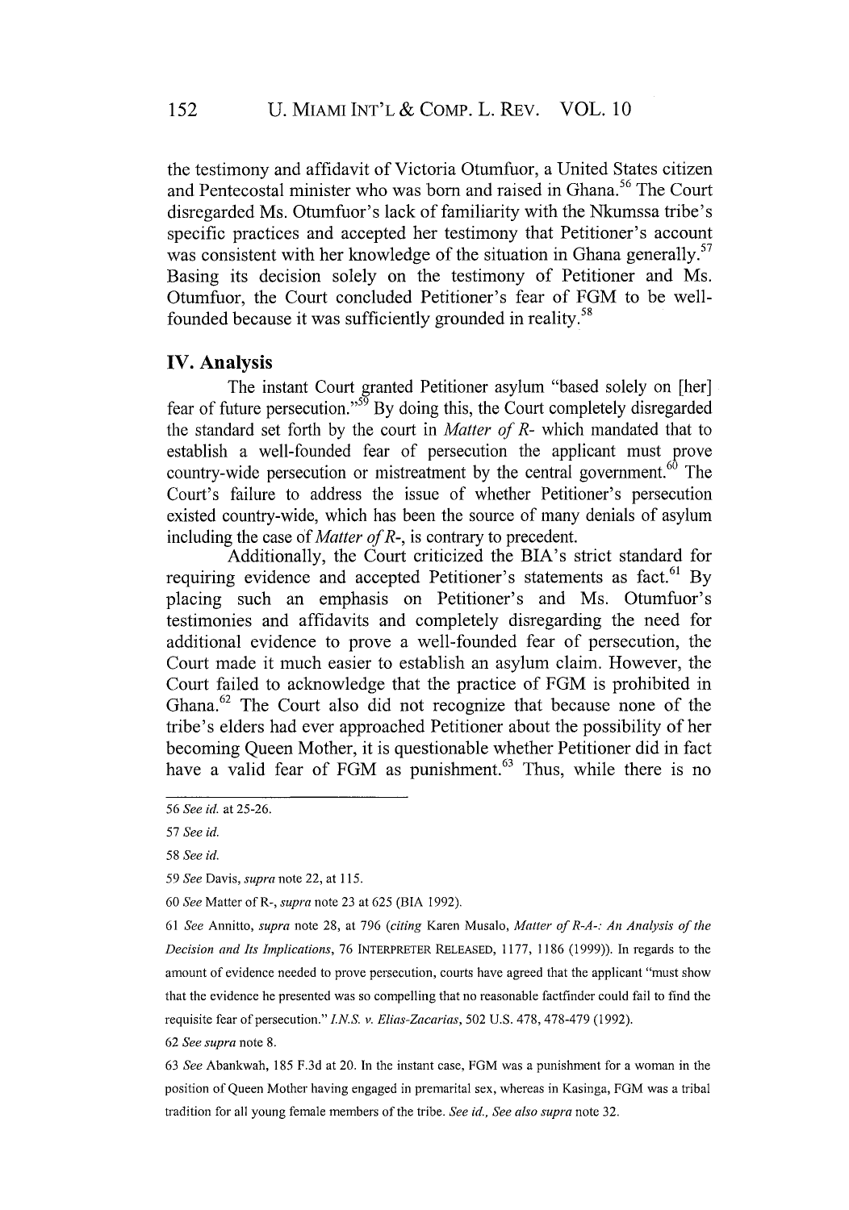the testimony and affidavit of Victoria Otumfuor, a United States citizen and Pentecostal minister who was born and raised in Ghana.[56] The Court disregarded Ms. Otumfuor's lack of familiarity with the Nkumssa tribe's specific practices and accepted her testimony that Petitioner's account was consistent with her knowledge of the situation in Ghana generally.[57] Basing its decision solely on the testimony of Petitioner and Ms. Otumfuor, the Court concluded Petitioner's fear of FGM to be well-founded because it was sufficiently grounded in reality.[58]

## IV. Analysis

The instant Court granted Petitioner asylum "based solely on [her] fear of future persecution."[59] By doing this, the Court completely disregarded the standard set forth by the court in *Matter of R-* which mandated that to establish a well-founded fear of persecution the applicant must prove country-wide persecution or mistreatment by the central government.[60] The Court's failure to address the issue of whether Petitioner's persecution existed country-wide, which has been the source of many denials of asylum including the case of *Matter of R-*, is contrary to precedent.

Additionally, the Court criticized the BIA's strict standard for requiring evidence and accepted Petitioner's statements as fact.[61] By placing such an emphasis on Petitioner's and Ms. Otumfuor's testimonies and affidavits and completely disregarding the need for additional evidence to prove a well-founded fear of persecution, the Court made it much easier to establish an asylum claim. However, the Court failed to acknowledge that the practice of FGM is prohibited in Ghana.[62] The Court also did not recognize that because none of the tribe's elders had ever approached Petitioner about the possibility of her becoming Queen Mother, it is questionable whether Petitioner did in fact have a valid fear of FGM as punishment.[63] Thus, while there is no

---

56 *See id.* at 25-26.

57 *See id.*

58 *See id.*

59 *See* Davis, *supra* note 22, at 115.

60 *See* Matter of R-, *supra* note 23 at 625 (BIA 1992).

61 *See* Annitto, *supra* note 28, at 796 (*citing* Karen Musalo, *Matter of R-A-: An Analysis of the Decision and Its Implications*, 76 INTERPRETER RELEASED, 1177, 1186 (1999)). In regards to the amount of evidence needed to prove persecution, courts have agreed that the applicant "must show that the evidence he presented was so compelling that no reasonable factfinder could fail to find the requisite fear of persecution." *I.N.S. v. Elias-Zacarias*, 502 U.S. 478, 478-479 (1992).

62 *See supra* note 8.

63 *See* Abankwah, 185 F.3d at 20. In the instant case, FGM was a punishment for a woman in the position of Queen Mother having engaged in premarital sex, whereas in Kasinga, FGM was a tribal tradition for all young female members of the tribe. *See id., See also supra* note 32.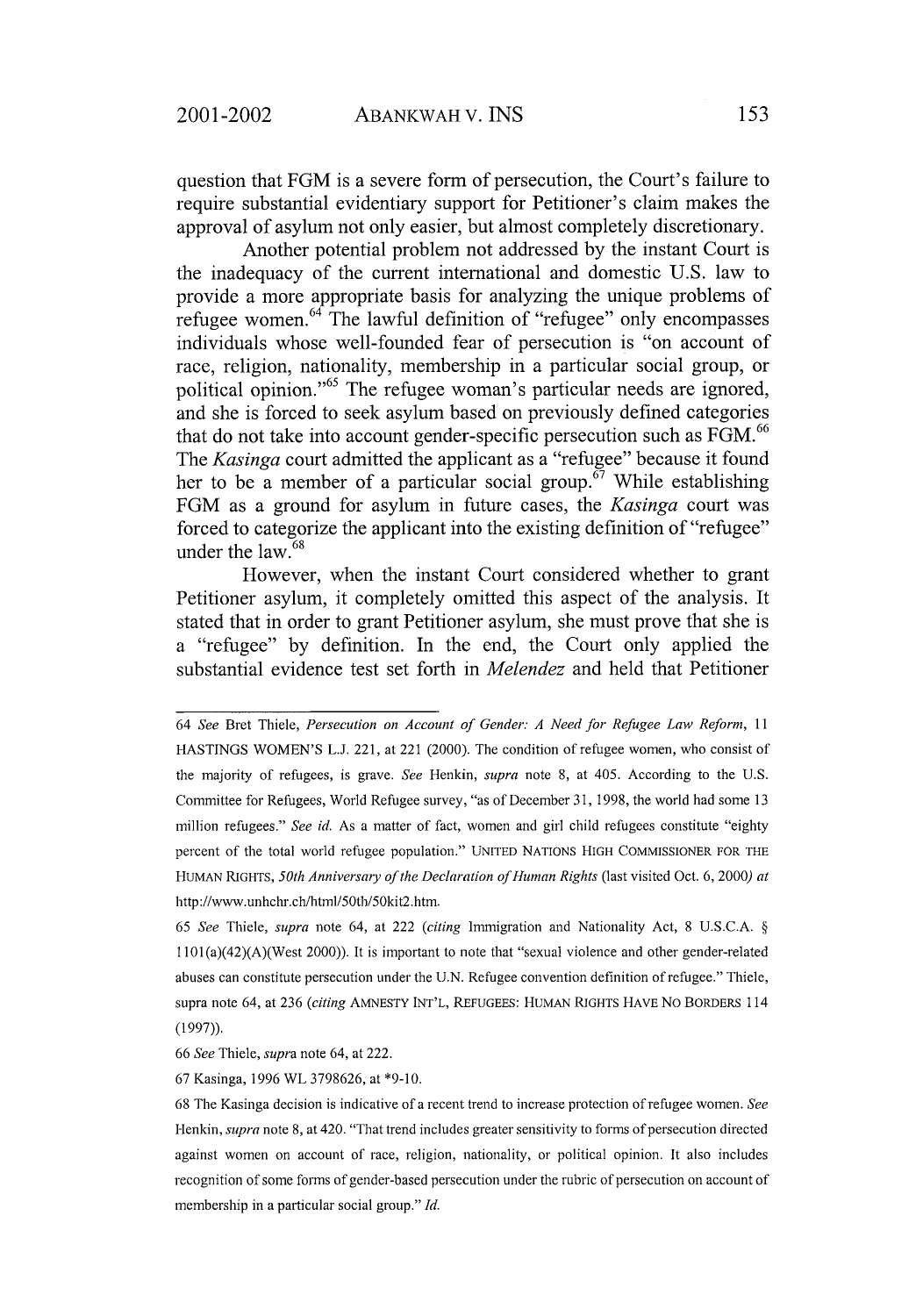question that FGM is a severe form of persecution, the Court's failure to require substantial evidentiary support for Petitioner's claim makes the approval of asylum not only easier, but almost completely discretionary.

Another potential problem not addressed by the instant Court is the inadequacy of the current international and domestic U.S. law to provide a more appropriate basis for analyzing the unique problems of refugee women.[64] The lawful definition of "refugee" only encompasses individuals whose well-founded fear of persecution is "on account of race, religion, nationality, membership in a particular social group, or political opinion."[65] The refugee woman's particular needs are ignored, and she is forced to seek asylum based on previously defined categories that do not take into account gender-specific persecution such as FGM.[66] The *Kasinga* court admitted the applicant as a "refugee" because it found her to be a member of a particular social group.[67] While establishing FGM as a ground for asylum in future cases, the *Kasinga* court was forced to categorize the applicant into the existing definition of "refugee" under the law.[68]

However, when the instant Court considered whether to grant Petitioner asylum, it completely omitted this aspect of the analysis. It stated that in order to grant Petitioner asylum, she must prove that she is a "refugee" by definition. In the end, the Court only applied the substantial evidence test set forth in *Melendez* and held that Petitioner

---

64 *See* Bret Thiele, *Persecution on Account of Gender: A Need for Refugee Law Reform*, 11 HASTINGS WOMEN'S L.J. 221, at 221 (2000). The condition of refugee women, who consist of the majority of refugees, is grave. *See* Henkin, *supra* note 8, at 405. According to the U.S. Committee for Refugees, World Refugee survey, "as of December 31, 1998, the world had some 13 million refugees." *See id.* As a matter of fact, women and girl child refugees constitute "eighty percent of the total world refugee population." UNITED NATIONS HIGH COMMISSIONER FOR THE HUMAN RIGHTS, *50th Anniversary of the Declaration of Human Rights* (last visited Oct. 6, 2000) *at* http://www.unhchr.ch/html/50th/50kit2.htm.

65 *See* Thiele, *supra* note 64, at 222 (*citing* Immigration and Nationality Act, 8 U.S.C.A. § 1101(a)(42)(A)(West 2000)). It is important to note that "sexual violence and other gender-related abuses can constitute persecution under the U.N. Refugee convention definition of refugee." Thiele, supra note 64, at 236 (*citing* AMNESTY INT'L, REFUGEES: HUMAN RIGHTS HAVE NO BORDERS 114 (1997)).

66 *See* Thiele, *supra* note 64, at 222.

67 Kasinga, 1996 WL 3798626, at *9-10.

68 The Kasinga decision is indicative of a recent trend to increase protection of refugee women. *See* Henkin, *supra* note 8, at 420. "That trend includes greater sensitivity to forms of persecution directed against women on account of race, religion, nationality, or political opinion. It also includes recognition of some forms of gender-based persecution under the rubric of persecution on account of membership in a particular social group." *Id.*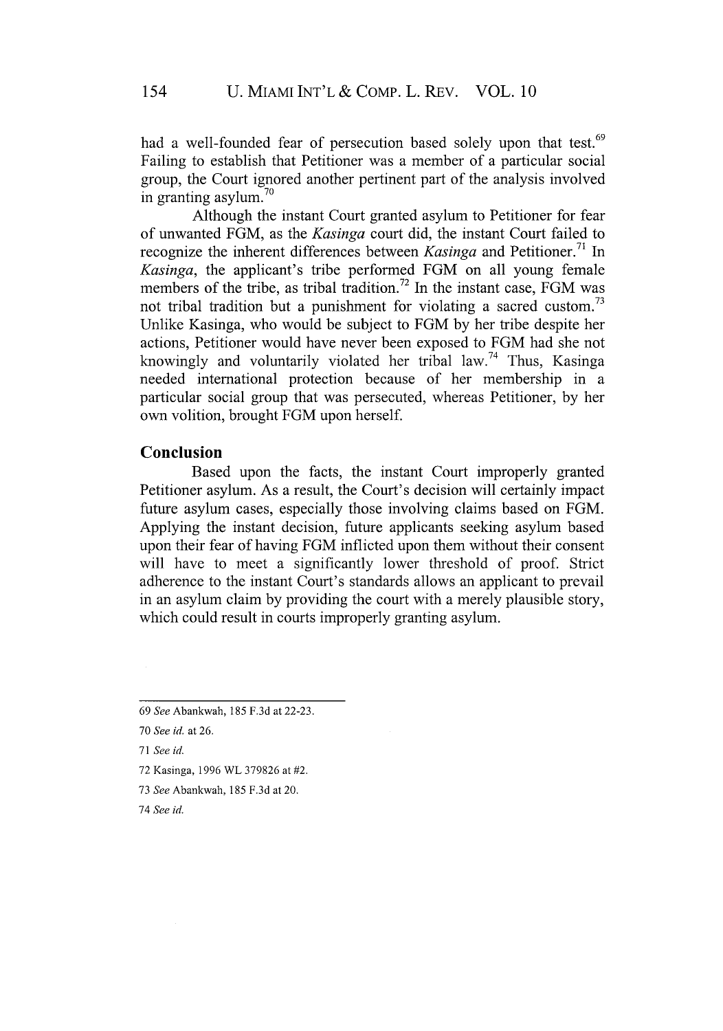had a well-founded fear of persecution based solely upon that test.[69] Failing to establish that Petitioner was a member of a particular social group, the Court ignored another pertinent part of the analysis involved in granting asylum.[70]

Although the instant Court granted asylum to Petitioner for fear of unwanted FGM, as the *Kasinga* court did, the instant Court failed to recognize the inherent differences between *Kasinga* and Petitioner.[71] In *Kasinga*, the applicant's tribe performed FGM on all young female members of the tribe, as tribal tradition.[72] In the instant case, FGM was not tribal tradition but a punishment for violating a sacred custom.[73] Unlike Kasinga, who would be subject to FGM by her tribe despite her actions, Petitioner would have never been exposed to FGM had she not knowingly and voluntarily violated her tribal law.[74] Thus, Kasinga needed international protection because of her membership in a particular social group that was persecuted, whereas Petitioner, by her own volition, brought FGM upon herself.

## Conclusion

Based upon the facts, the instant Court improperly granted Petitioner asylum. As a result, the Court's decision will certainly impact future asylum cases, especially those involving claims based on FGM. Applying the instant decision, future applicants seeking asylum based upon their fear of having FGM inflicted upon them without their consent will have to meet a significantly lower threshold of proof. Strict adherence to the instant Court's standards allows an applicant to prevail in an asylum claim by providing the court with a merely plausible story, which could result in courts improperly granting asylum.

---

69 *See* Abankwah, 185 F.3d at 22-23.

70 *See id.* at 26.

71 *See id.*

72 Kasinga, 1996 WL 379826 at #2.

73 *See* Abankwah, 185 F.3d at 20.

74 *See id.*